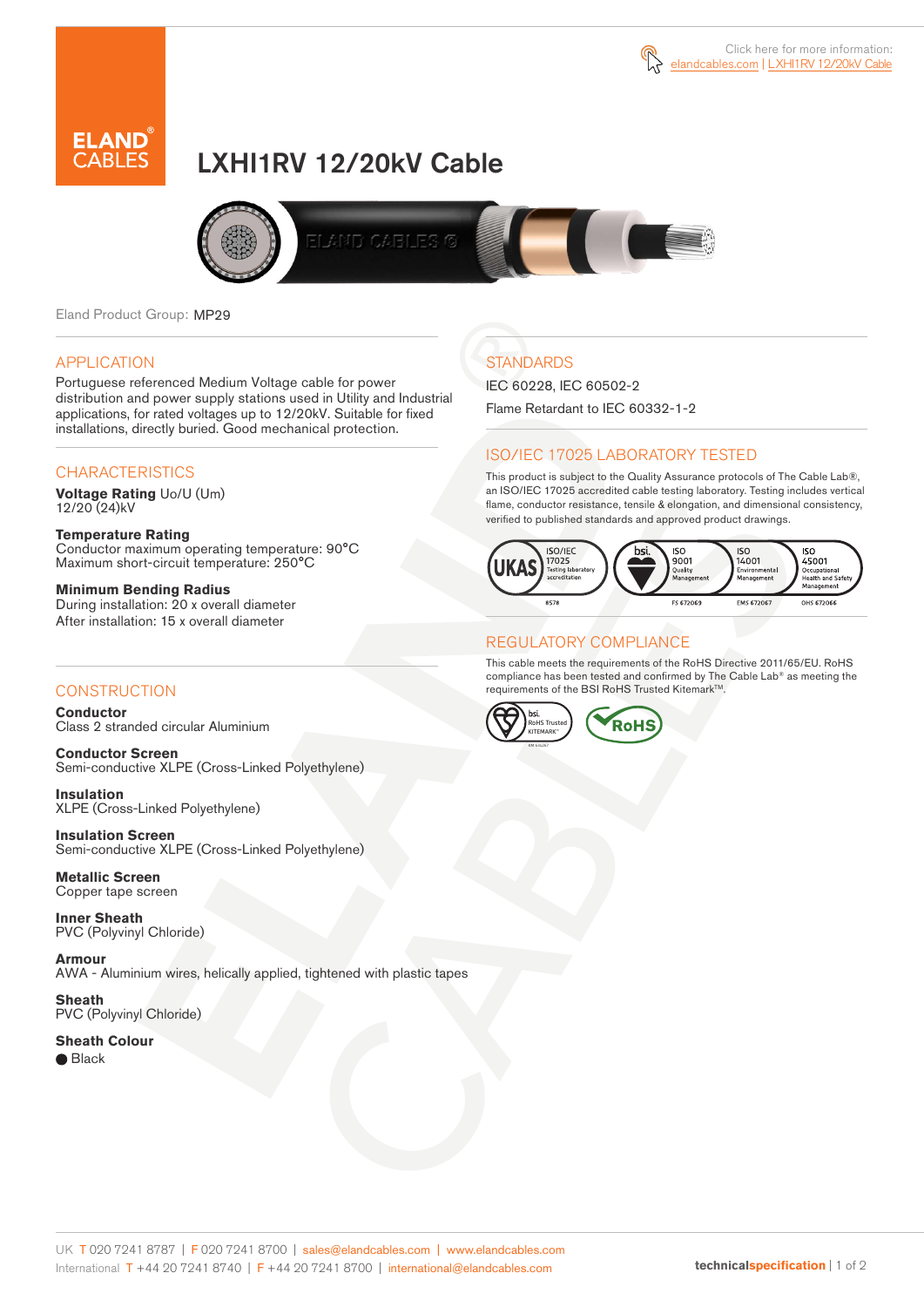Click here for more information: elandcables.com | LXHI1RV 12/20kV Cable

# LXHI1RV 12/20kV Cable

Eland Product Group: MP29

## APPLICATION

Portuguese referenced Medium Voltage cable for power distribution and power supply stations used in Utility and Industrial applications, for rated voltages up to 12/20kV. Suitable for fixed installations, directly buried. Good mechanical protection.

## CHARACTERISTICS

**Voltage Rating** Uo/U (Um)
12/20 (24)kV

**Temperature Rating**
Conductor maximum operating temperature: 90°C
Maximum short-circuit temperature: 250°C

**Minimum Bending Radius**
During installation: 20 x overall diameter
After installation: 15 x overall diameter

## CONSTRUCTION

**Conductor**
Class 2 stranded circular Aluminium

**Conductor Screen**
Semi-conductive XLPE (Cross-Linked Polyethylene)

**Insulation**
XLPE (Cross-Linked Polyethylene)

**Insulation Screen**
Semi-conductive XLPE (Cross-Linked Polyethylene)

**Metallic Screen**
Copper tape screen

**Inner Sheath**
PVC (Polyvinyl Chloride)

**Armour**
AWA - Aluminium wires, helically applied, tightened with plastic tapes

**Sheath**
PVC (Polyvinyl Chloride)

**Sheath Colour**
● Black

## STANDARDS

IEC 60228, IEC 60502-2

Flame Retardant to IEC 60332-1-2

## ISO/IEC 17025 LABORATORY TESTED

This product is subject to the Quality Assurance protocols of The Cable Lab®, an ISO/IEC 17025 accredited cable testing laboratory. Testing includes vertical flame, conductor resistance, tensile & elongation, and dimensional consistency, verified to published standards and approved product drawings.

UKAS ISO/IEC 17025 Testing laboratory accreditation 8578 | bsi. ISO 9001 Quality Management FS 672069 | ISO 14001 Environmental Management EMS 672067 | ISO 45001 Occupational Health and Safety Management OHS 672066

## REGULATORY COMPLIANCE

This cable meets the requirements of the RoHS Directive 2011/65/EU. RoHS compliance has been tested and confirmed by The Cable Lab® as meeting the requirements of the BSI RoHS Trusted Kitemark™.

bsi. RoHS Trusted KITEMARK™ | RoHS

UK T 020 7241 8787 | F 020 7241 8700 | sales@elandcables.com | www.elandcables.com
International T +44 20 7241 8740 | F +44 20 7241 8700 | international@elandcables.com

technicalspecification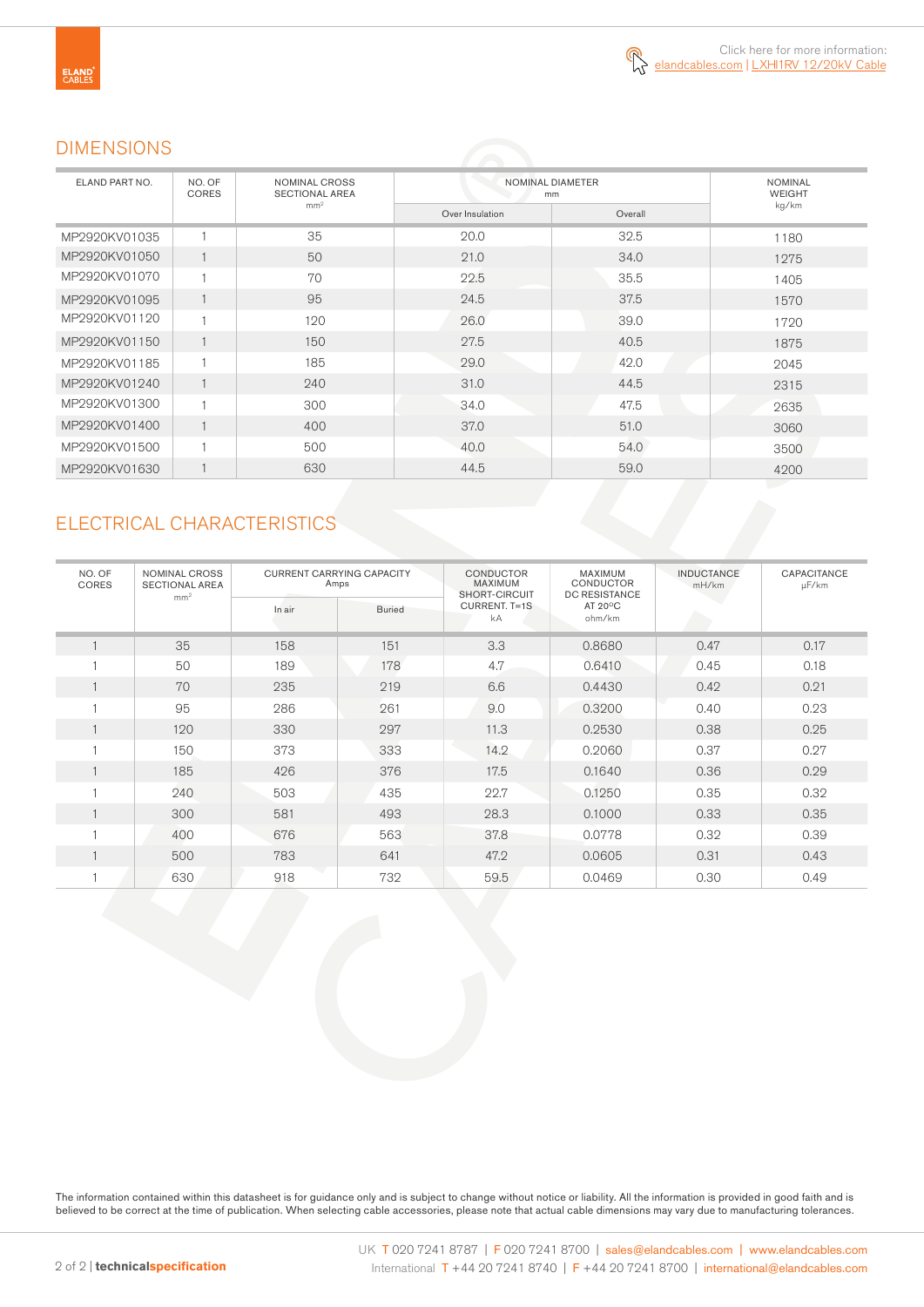Click here for more information: elandcables.com | LXHI1RV 12/20kV Cable

## DIMENSIONS

| ELAND PART NO. | NO. OF CORES | NOMINAL CROSS SECTIONAL AREA mm² | NOMINAL DIAMETER mm | | NOMINAL WEIGHT kg/km |
|---|---|---|---|---|---|
| | | | Over Insulation | Overall | |
| MP2920KV01035 | 1 | 35 | 20.0 | 32.5 | 1180 |
| MP2920KV01050 | 1 | 50 | 21.0 | 34.0 | 1275 |
| MP2920KV01070 | 1 | 70 | 22.5 | 35.5 | 1405 |
| MP2920KV01095 | 1 | 95 | 24.5 | 37.5 | 1570 |
| MP2920KV01120 | 1 | 120 | 26.0 | 39.0 | 1720 |
| MP2920KV01150 | 1 | 150 | 27.5 | 40.5 | 1875 |
| MP2920KV01185 | 1 | 185 | 29.0 | 42.0 | 2045 |
| MP2920KV01240 | 1 | 240 | 31.0 | 44.5 | 2315 |
| MP2920KV01300 | 1 | 300 | 34.0 | 47.5 | 2635 |
| MP2920KV01400 | 1 | 400 | 37.0 | 51.0 | 3060 |
| MP2920KV01500 | 1 | 500 | 40.0 | 54.0 | 3500 |
| MP2920KV01630 | 1 | 630 | 44.5 | 59.0 | 4200 |

## ELECTRICAL CHARACTERISTICS

| NO. OF CORES | NOMINAL CROSS SECTIONAL AREA mm² | CURRENT CARRYING CAPACITY Amps | | CONDUCTOR MAXIMUM SHORT-CIRCUIT CURRENT. T=1S kA | MAXIMUM CONDUCTOR DC RESISTANCE AT 20ºC ohm/km | INDUCTANCE mH/km | CAPACITANCE µF/km |
|---|---|---|---|---|---|---|---|
| | | In air | Buried | | | | |
| 1 | 35 | 158 | 151 | 3.3 | 0.8680 | 0.47 | 0.17 |
| 1 | 50 | 189 | 178 | 4.7 | 0.6410 | 0.45 | 0.18 |
| 1 | 70 | 235 | 219 | 6.6 | 0.4430 | 0.42 | 0.21 |
| 1 | 95 | 286 | 261 | 9.0 | 0.3200 | 0.40 | 0.23 |
| 1 | 120 | 330 | 297 | 11.3 | 0.2530 | 0.38 | 0.25 |
| 1 | 150 | 373 | 333 | 14.2 | 0.2060 | 0.37 | 0.27 |
| 1 | 185 | 426 | 376 | 17.5 | 0.1640 | 0.36 | 0.29 |
| 1 | 240 | 503 | 435 | 22.7 | 0.1250 | 0.35 | 0.32 |
| 1 | 300 | 581 | 493 | 28.3 | 0.1000 | 0.33 | 0.35 |
| 1 | 400 | 676 | 563 | 37.8 | 0.0778 | 0.32 | 0.39 |
| 1 | 500 | 783 | 641 | 47.2 | 0.0605 | 0.31 | 0.43 |
| 1 | 630 | 918 | 732 | 59.5 | 0.0469 | 0.30 | 0.49 |

The information contained within this datasheet is for guidance only and is subject to change without notice or liability. All the information is provided in good faith and is believed to be correct at the time of publication. When selecting cable accessories, please note that actual cable dimensions may vary due to manufacturing tolerances.

UK T 020 7241 8787 | F 020 7241 8700 | sales@elandcables.com | www.elandcables.com
International T +44 20 7241 8740 | F +44 20 7241 8700 | international@elandcables.com